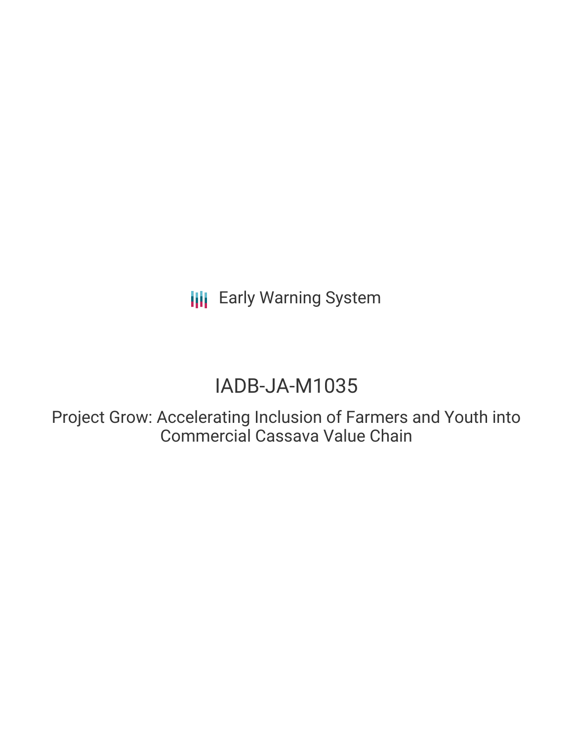Early Warning System

# IADB-JA-M1035

## Project Grow: Accelerating Inclusion of Farmers and Youth into Commercial Cassava Value Chain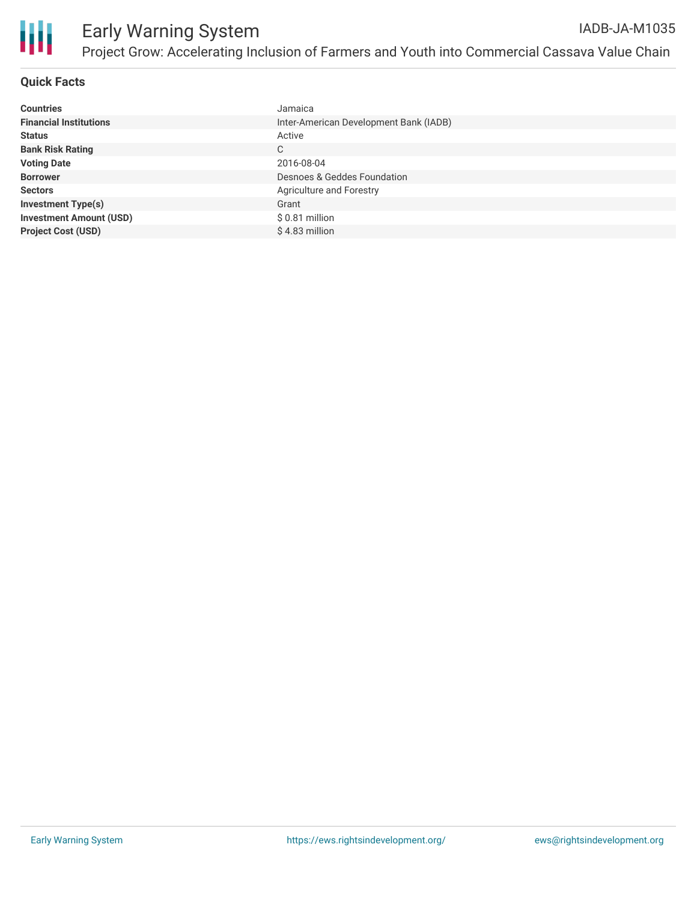# Early Warning System

## Project Grow: Accelerating Inclusion of Farmers and Youth into Commercial Cassava Value Chain

IADB-JA-M1035

### Quick Facts

| | |
|---|---|
| **Countries** | Jamaica |
| **Financial Institutions** | Inter-American Development Bank (IADB) |
| **Status** | Active |
| **Bank Risk Rating** | C |
| **Voting Date** | 2016-08-04 |
| **Borrower** | Desnoes & Geddes Foundation |
| **Sectors** | Agriculture and Forestry |
| **Investment Type(s)** | Grant |
| **Investment Amount (USD)** | $ 0.81 million |
| **Project Cost (USD)** | $ 4.83 million |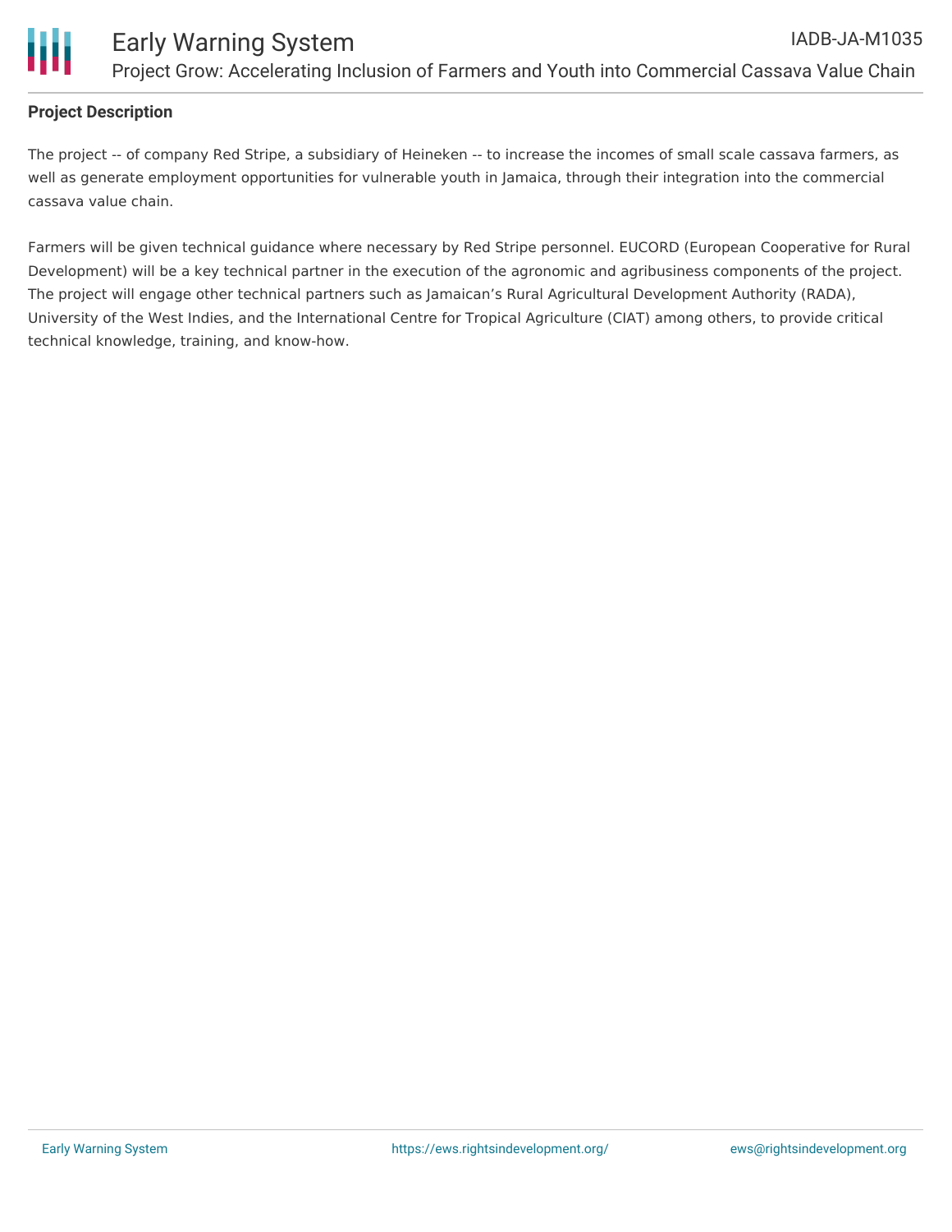**Project Description**

The project -- of company Red Stripe, a subsidiary of Heineken -- to increase the incomes of small scale cassava farmers, as well as generate employment opportunities for vulnerable youth in Jamaica, through their integration into the commercial cassava value chain.

Farmers will be given technical guidance where necessary by Red Stripe personnel. EUCORD (European Cooperative for Rural Development) will be a key technical partner in the execution of the agronomic and agribusiness components of the project. The project will engage other technical partners such as Jamaican's Rural Agricultural Development Authority (RADA), University of the West Indies, and the International Centre for Tropical Agriculture (CIAT) among others, to provide critical technical knowledge, training, and know-how.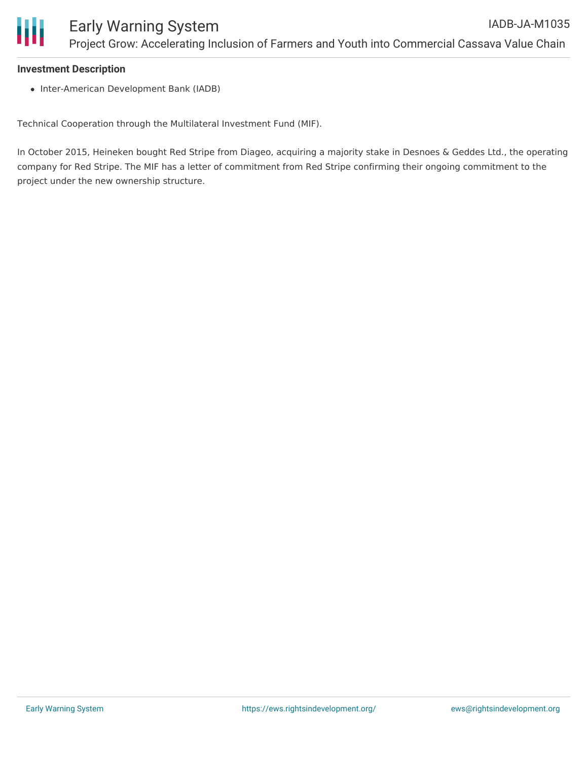**Investment Description**

- Inter-American Development Bank (IADB)

Technical Cooperation through the Multilateral Investment Fund (MIF).

In October 2015, Heineken bought Red Stripe from Diageo, acquiring a majority stake in Desnoes & Geddes Ltd., the operating company for Red Stripe. The MIF has a letter of commitment from Red Stripe confirming their ongoing commitment to the project under the new ownership structure.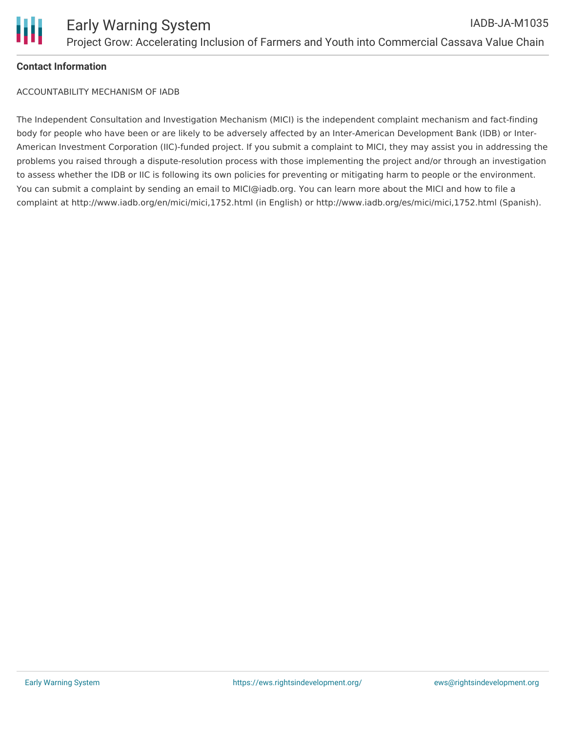**Contact Information**

ACCOUNTABILITY MECHANISM OF IADB

The Independent Consultation and Investigation Mechanism (MICI) is the independent complaint mechanism and fact-finding body for people who have been or are likely to be adversely affected by an Inter-American Development Bank (IDB) or Inter-American Investment Corporation (IIC)-funded project. If you submit a complaint to MICI, they may assist you in addressing the problems you raised through a dispute-resolution process with those implementing the project and/or through an investigation to assess whether the IDB or IIC is following its own policies for preventing or mitigating harm to people or the environment. You can submit a complaint by sending an email to MICI@iadb.org. You can learn more about the MICI and how to file a complaint at http://www.iadb.org/en/mici/mici,1752.html (in English) or http://www.iadb.org/es/mici/mici,1752.html (Spanish).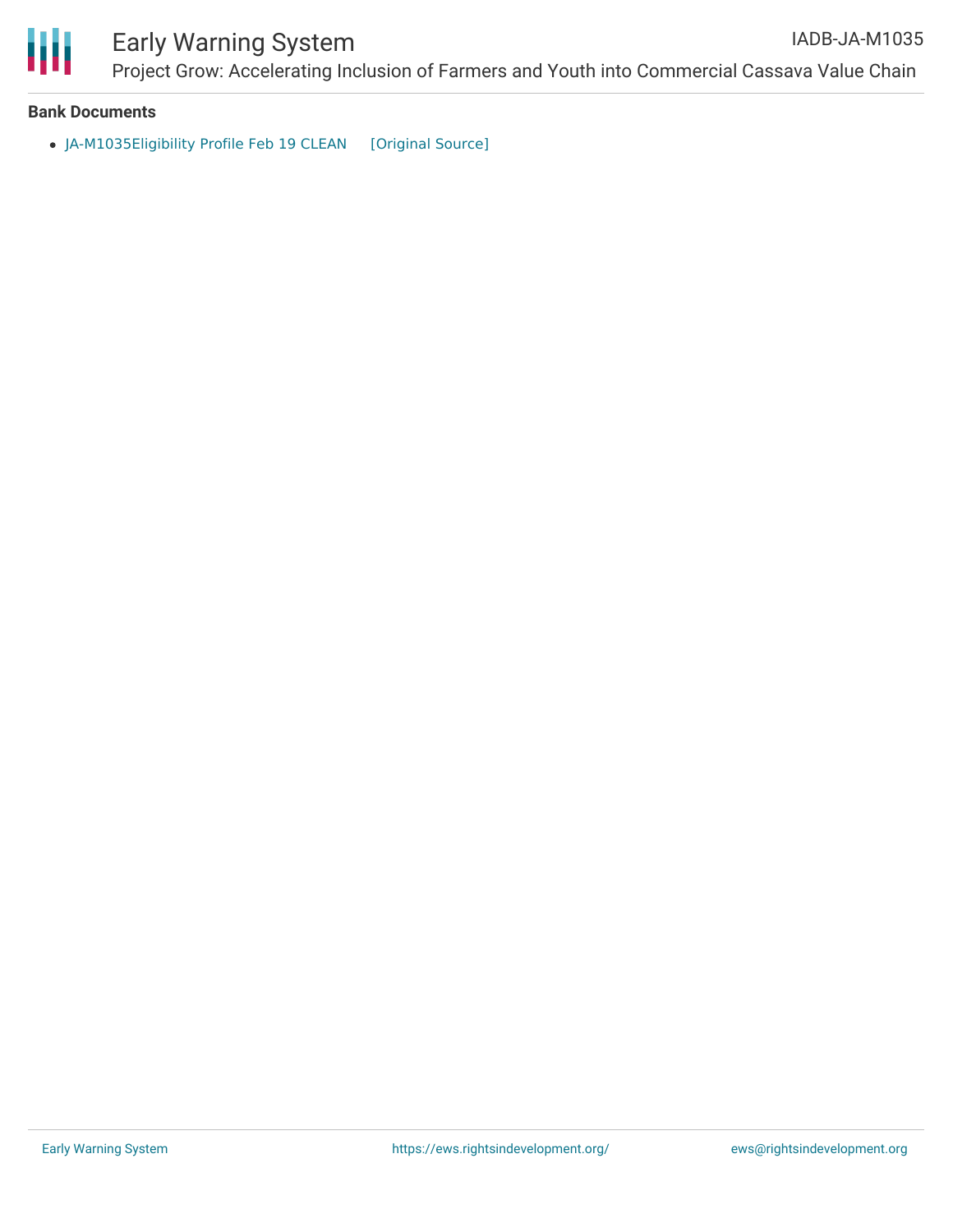## Bank Documents

- JA-M1035Eligibility Profile Feb 19 CLEAN [Original Source]